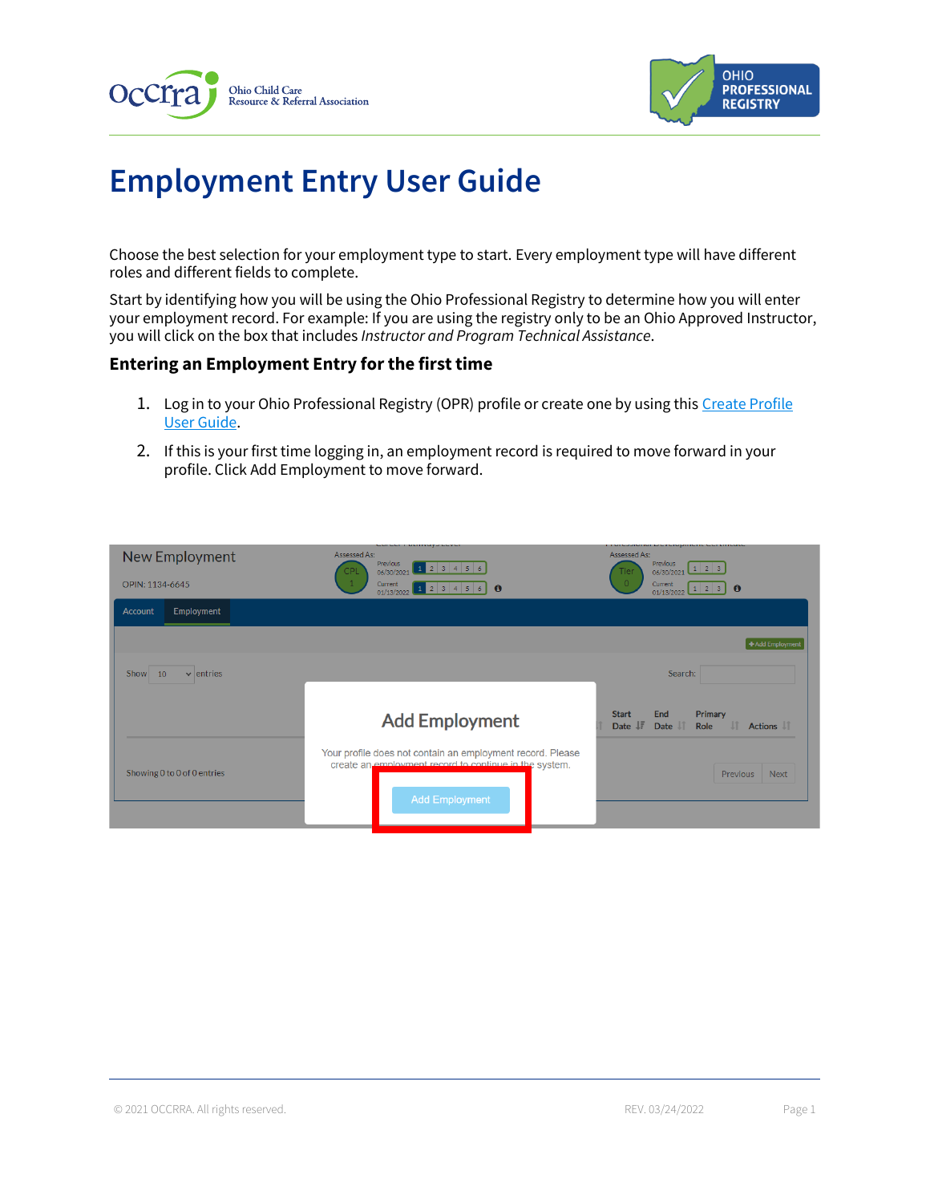# Employment Entry User Guide

Choose the best selection for your employment type to start. Every employment type will have different roles and different fields to complete.

Start by identifying how you will be using the Ohio Professional Registry to determine how you will enter your employment record. For example: If you are using the registry only to be an Ohio Approved Instructor, you will click on the box that includes *Instructor and Program Technical Assistance*.

### Entering an Employment Entry for the first time

1. Log in to your Ohio Professional Registry (OPR) profile or create one by using this Create Profile User Guide.
2. If this is your first time logging in, an employment record is required to move forward in your profile. Click Add Employment to move forward.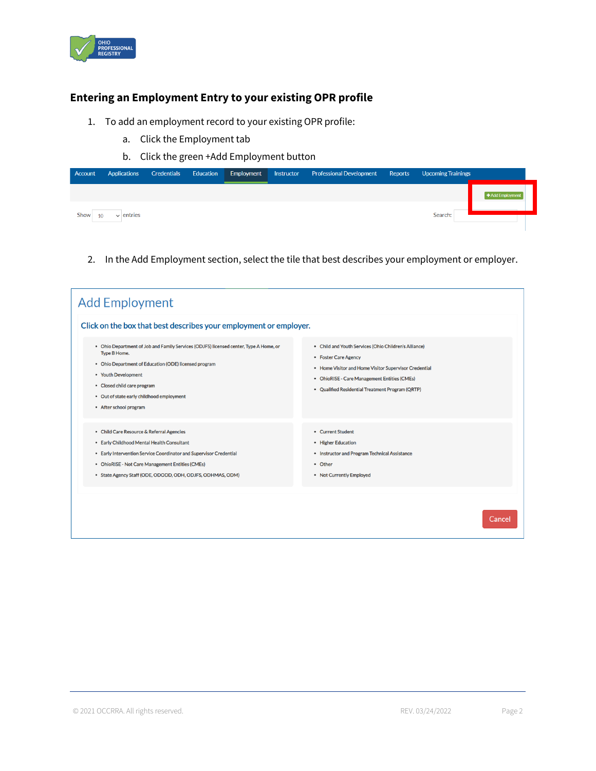## Entering an Employment Entry to your existing OPR profile

1. To add an employment record to your existing OPR profile:
   a. Click the Employment tab
   b. Click the green +Add Employment button

Account | Applications | Credentials | Education | Employment | Instructor | Professional Development | Reports | Upcoming Trainings

+Add Employment

Show 10 entries                                                                 Search:

2. In the Add Employment section, select the tile that best describes your employment or employer.

### Add Employment

**Click on the box that best describes your employment or employer.**

- Ohio Department of Job and Family Services (ODJFS) licensed center, Type A Home, or Type B Home.
- Ohio Department of Education (ODE) licensed program
- Youth Development
- Closed child care program
- Out of state early childhood employment
- After school program

- Child and Youth Services (Ohio Children's Alliance)
- Foster Care Agency
- Home Visitor and Home Visitor Supervisor Credential
- OhioRISE - Care Management Entities (CMEs)
- Qualified Residential Treatment Program (QRTP)

- Child Care Resource & Referral Agencies
- Early Childhood Mental Health Consultant
- Early Intervention Service Coordinator and Supervisor Credential
- OhioRISE - Not Care Management Entities (CMEs)
- State Agency Staff (ODE, ODODD, ODH, ODJFS, ODHMAS, ODM)

- Current Student
- Higher Education
- Instructor and Program Technical Assistance
- Other
- Not Currently Employed

Cancel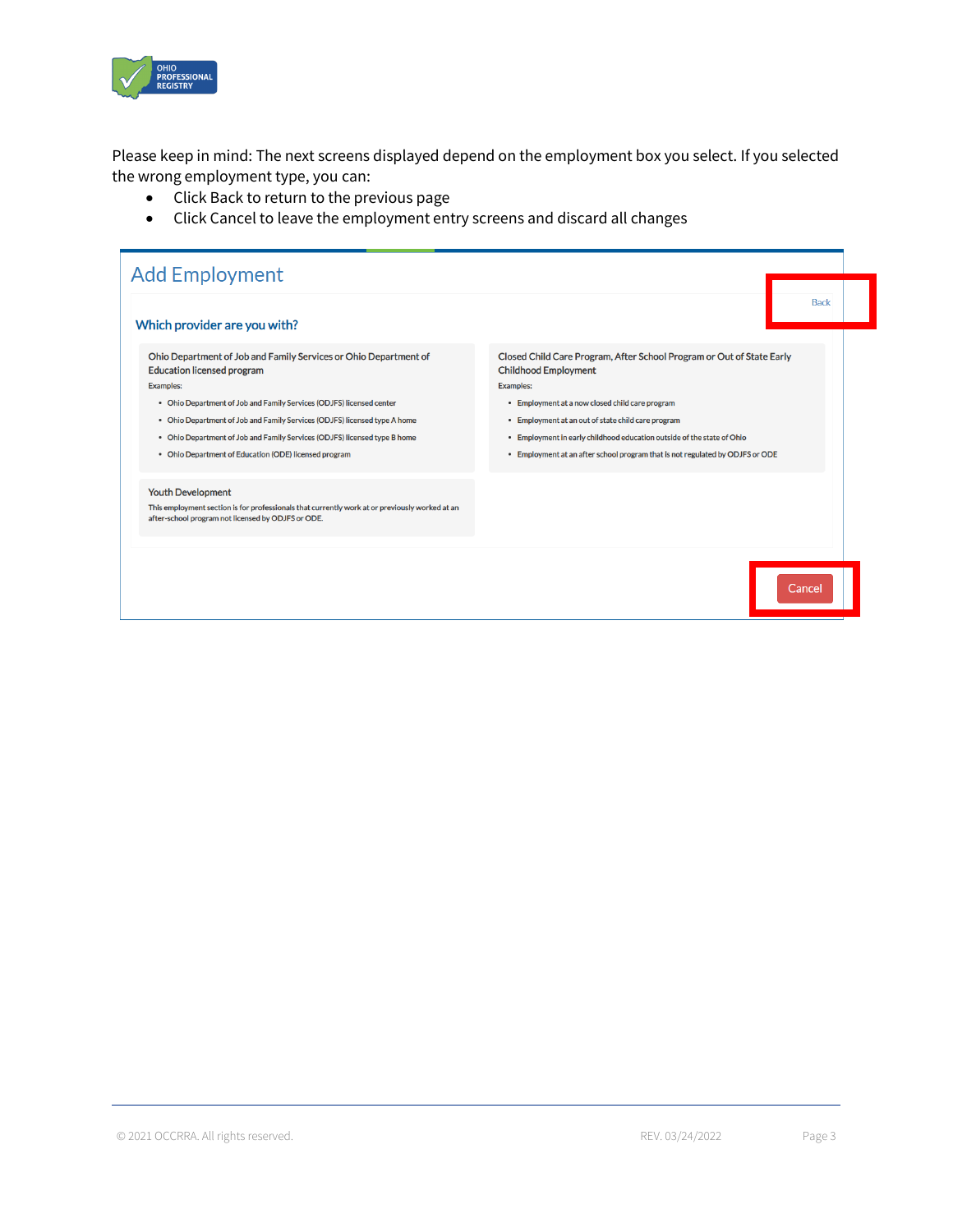Please keep in mind: The next screens displayed depend on the employment box you select. If you selected the wrong employment type, you can:

- Click Back to return to the previous page
- Click Cancel to leave the employment entry screens and discard all changes

## Add Employment

Back

### Which provider are you with?

**Ohio Department of Job and Family Services or Ohio Department of Education licensed program**

Examples:

- Ohio Department of Job and Family Services (ODJFS) licensed center
- Ohio Department of Job and Family Services (ODJFS) licensed type A home
- Ohio Department of Job and Family Services (ODJFS) licensed type B home
- Ohio Department of Education (ODE) licensed program

**Closed Child Care Program, After School Program or Out of State Early Childhood Employment**

Examples:

- Employment at a now closed child care program
- Employment at an out of state child care program
- Employment in early childhood education outside of the state of Ohio
- Employment at an after school program that is not regulated by ODJFS or ODE

**Youth Development**

This employment section is for professionals that currently work at or previously worked at an after-school program not licensed by ODJFS or ODE.

Cancel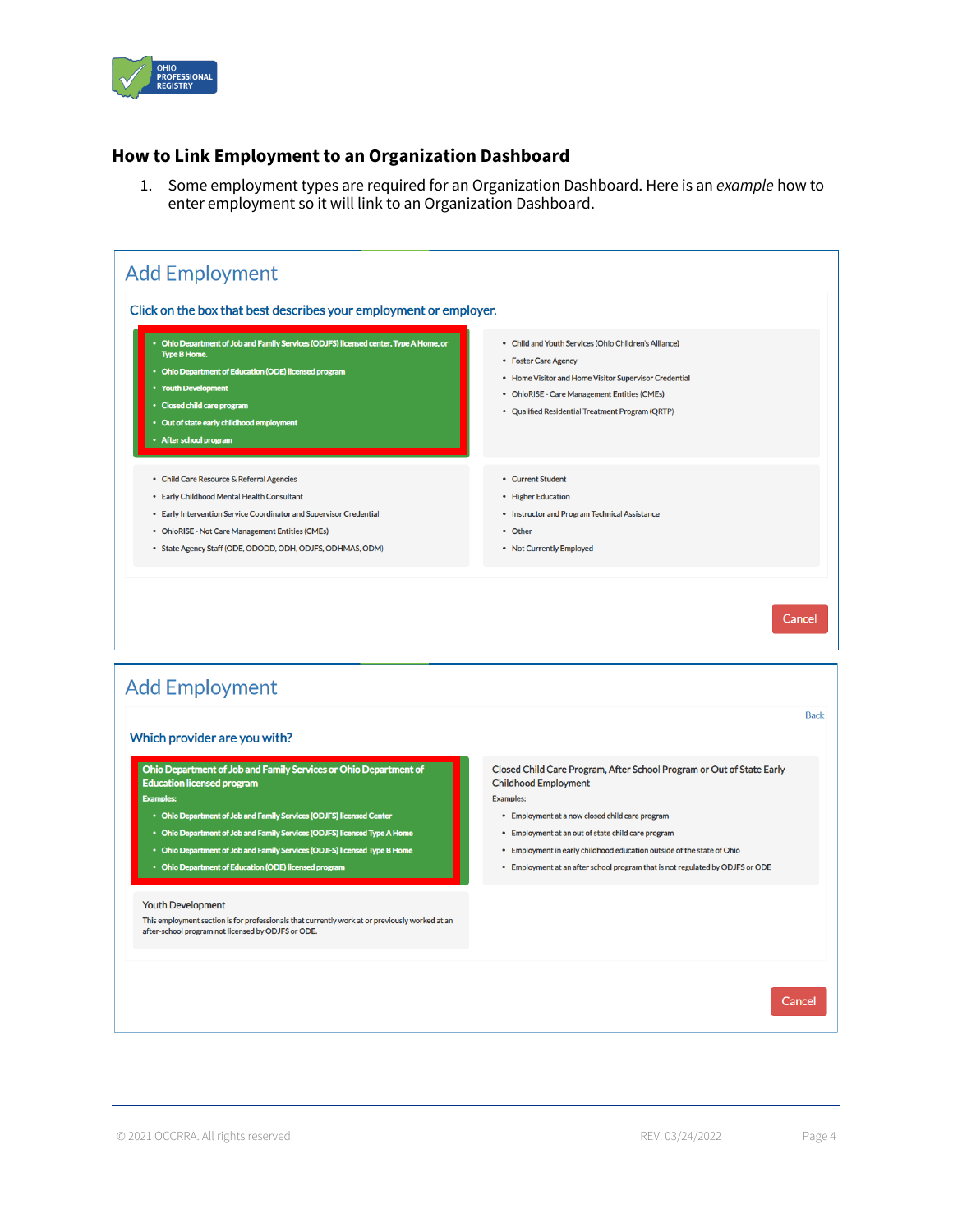## How to Link Employment to an Organization Dashboard

1. Some employment types are required for an Organization Dashboard. Here is an *example* how to enter employment so it will link to an Organization Dashboard.

### Add Employment

**Click on the box that best describes your employment or employer.**

- Ohio Department of Job and Family Services (ODJFS) licensed center, Type A Home, or Type B Home.
- Ohio Department of Education (ODE) licensed program
- Youth Development
- Closed child care program
- Out of state early childhood employment
- After school program

---

- Child and Youth Services (Ohio Children's Alliance)
- Foster Care Agency
- Home Visitor and Home Visitor Supervisor Credential
- OhioRISE - Care Management Entities (CMEs)
- Qualified Residential Treatment Program (QRTP)

---

- Child Care Resource & Referral Agencies
- Early Childhood Mental Health Consultant
- Early Intervention Service Coordinator and Supervisor Credential
- OhioRISE - Not Care Management Entities (CMEs)
- State Agency Staff (ODE, ODODD, ODH, ODJFS, ODHMAS, ODM)

---

- Current Student
- Higher Education
- Instructor and Program Technical Assistance
- Other
- Not Currently Employed

Cancel

### Add Employment

Back

**Which provider are you with?**

**Ohio Department of Job and Family Services or Ohio Department of Education licensed program**

Examples:

- Ohio Department of Job and Family Services (ODJFS) licensed Center
- Ohio Department of Job and Family Services (ODJFS) licensed Type A Home
- Ohio Department of Job and Family Services (ODJFS) licensed Type B Home
- Ohio Department of Education (ODE) licensed program

**Closed Child Care Program, After School Program or Out of State Early Childhood Employment**

Examples:

- Employment at a now closed child care program
- Employment at an out of state child care program
- Employment in early childhood education outside of the state of Ohio
- Employment at an after school program that is not regulated by ODJFS or ODE

**Youth Development**

This employment section is for professionals that currently work at or previously worked at an after-school program not licensed by ODJFS or ODE.

Cancel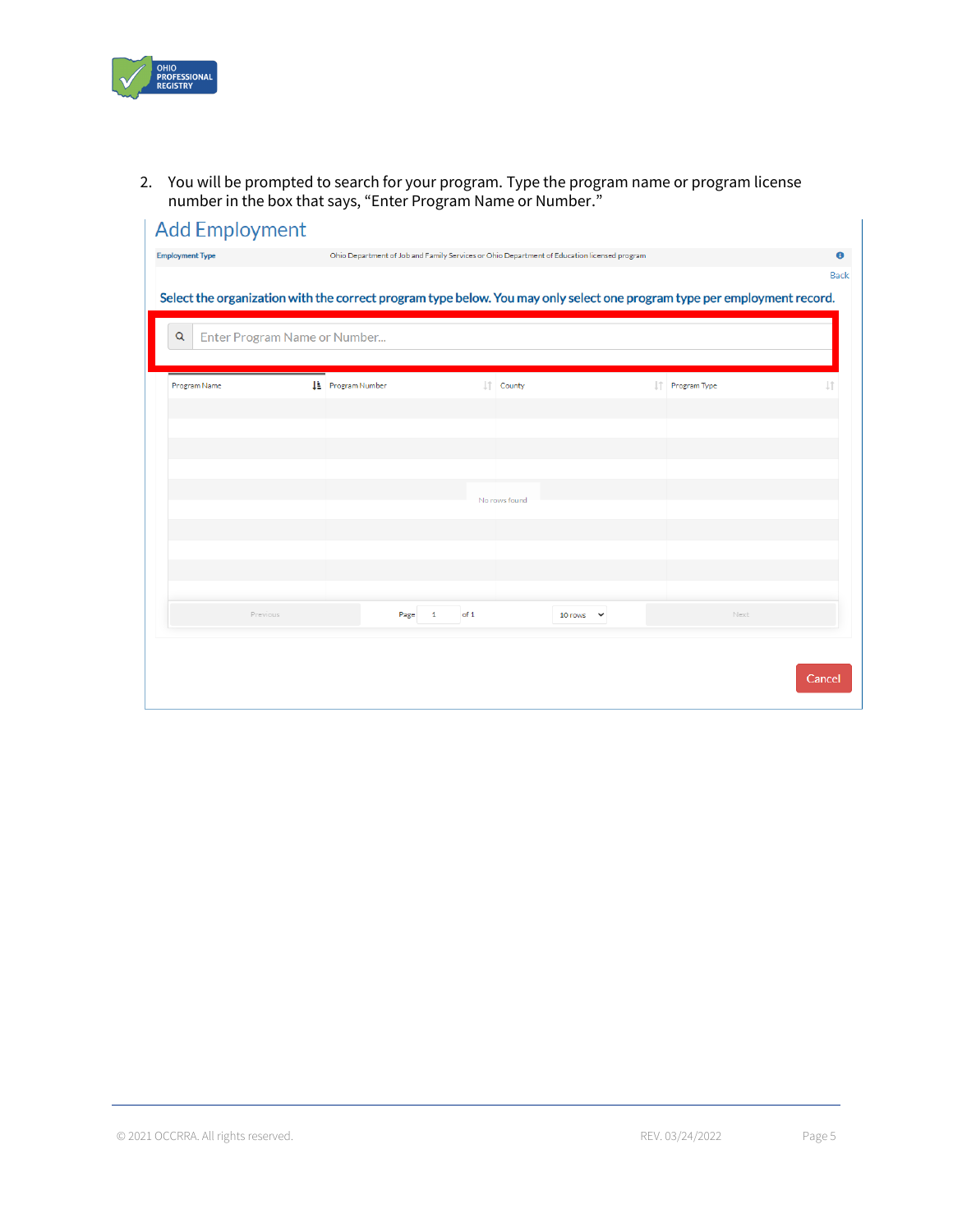2. You will be prompted to search for your program. Type the program name or program license number in the box that says, "Enter Program Name or Number."

## Add Employment

**Employment Type** Ohio Department of Job and Family Services or Ohio Department of Education licensed program

Back

**Select the organization with the correct program type below. You may only select one program type per employment record.**

Enter Program Name or Number...

| Program Name | Program Number | County | Program Type |
| --- | --- | --- | --- |
| | No rows found | | |

Previous | Page 1 of 1 | 10 rows | Next

Cancel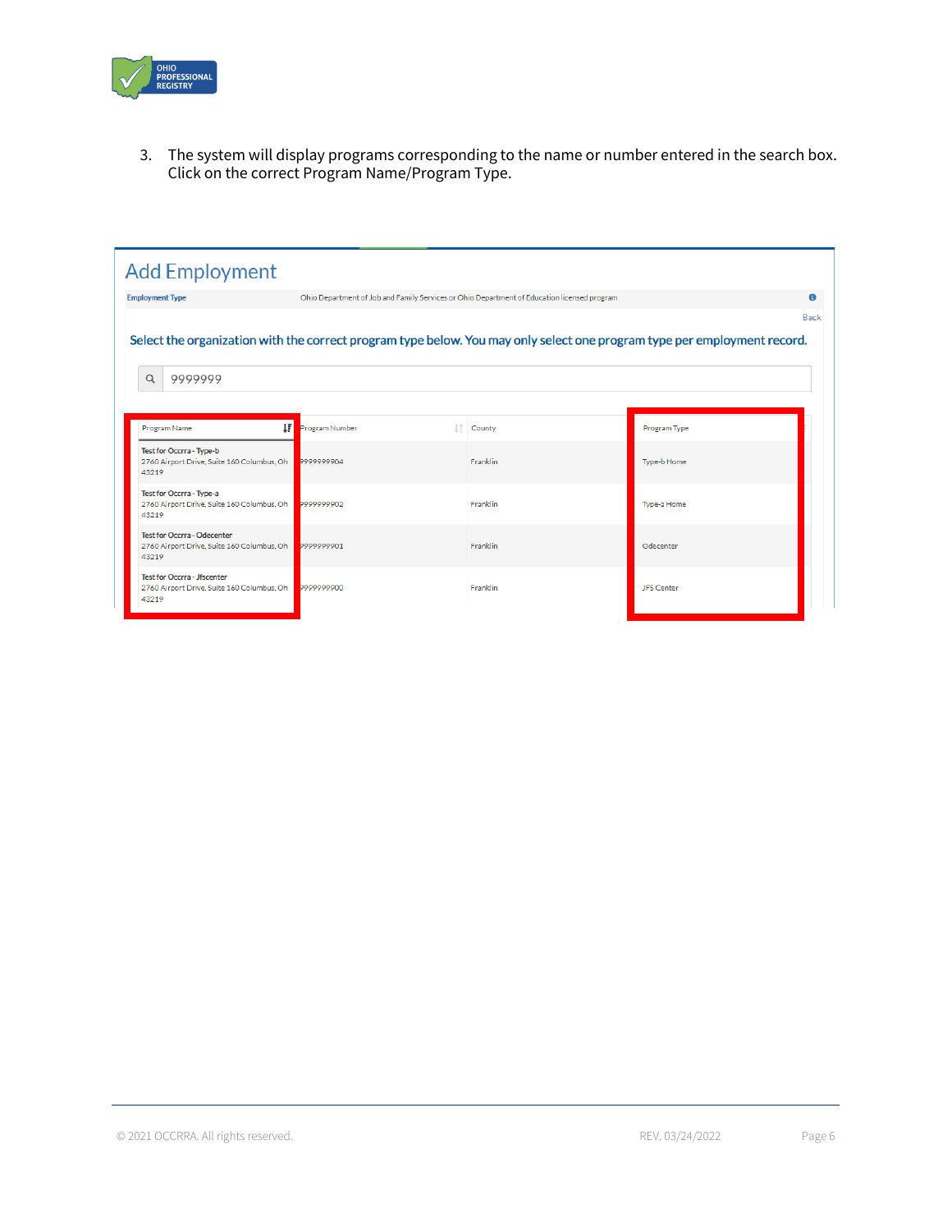3. The system will display programs corresponding to the name or number entered in the search box. Click on the correct Program Name/Program Type.

## Add Employment

**Employment Type** Ohio Department of Job and Family Services or Ohio Department of Education licensed program

Back

Select the organization with the correct program type below. You may only select one program type per employment record.

9999999

| Program Name | Program Number | County | Program Type |
| --- | --- | --- | --- |
| **Test for Occrra - Type-b** 2760 Airport Drive, Suite 160 Columbus, Oh 43219 | 9999999904 | Franklin | Type-b Home |
| **Test for Occrra - Type-a** 2760 Airport Drive, Suite 160 Columbus, Oh 43219 | 9999999902 | Franklin | Type-a Home |
| **Test for Occrra - Odecenter** 2760 Airport Drive, Suite 160 Columbus, Oh 43219 | 9999999901 | Franklin | Odecenter |
| **Test for Occrra - Jfscenter** 2760 Airport Drive, Suite 160 Columbus, Oh 43219 | 9999999900 | Franklin | JFS Center |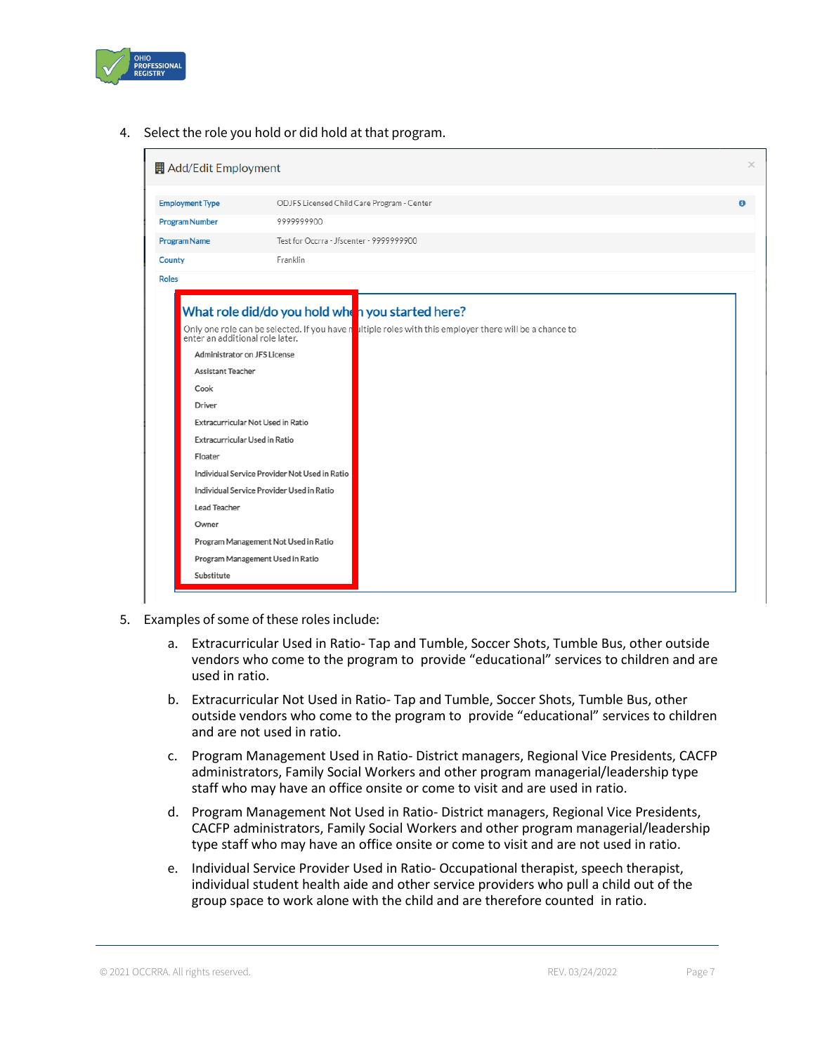4. Select the role you hold or did hold at that program.

**Add/Edit Employment**

| | |
|---|---|
| Employment Type | ODJFS Licensed Child Care Program - Center |
| Program Number | 9999999900 |
| Program Name | Test for Occrra - Jfscenter - 9999999900 |
| County | Franklin |
| Roles | |

**What role did/do you hold when you started here?**

Only one role can be selected. If you have multiple roles with this employer there will be a chance to enter an additional role later.

- Administrator on JFS License
- Assistant Teacher
- Cook
- Driver
- Extracurricular Not Used in Ratio
- Extracurricular Used in Ratio
- Floater
- Individual Service Provider Not Used in Ratio
- Individual Service Provider Used in Ratio
- Lead Teacher
- Owner
- Program Management Not Used in Ratio
- Program Management Used in Ratio
- Substitute

5. Examples of some of these roles include:

   a. Extracurricular Used in Ratio- Tap and Tumble, Soccer Shots, Tumble Bus, other outside vendors who come to the program to provide "educational" services to children and are used in ratio.

   b. Extracurricular Not Used in Ratio- Tap and Tumble, Soccer Shots, Tumble Bus, other outside vendors who come to the program to provide "educational" services to children and are not used in ratio.

   c. Program Management Used in Ratio- District managers, Regional Vice Presidents, CACFP administrators, Family Social Workers and other program managerial/leadership type staff who may have an office onsite or come to visit and are used in ratio.

   d. Program Management Not Used in Ratio- District managers, Regional Vice Presidents, CACFP administrators, Family Social Workers and other program managerial/leadership type staff who may have an office onsite or come to visit and are not used in ratio.

   e. Individual Service Provider Used in Ratio- Occupational therapist, speech therapist, individual student health aide and other service providers who pull a child out of the group space to work alone with the child and are therefore counted in ratio.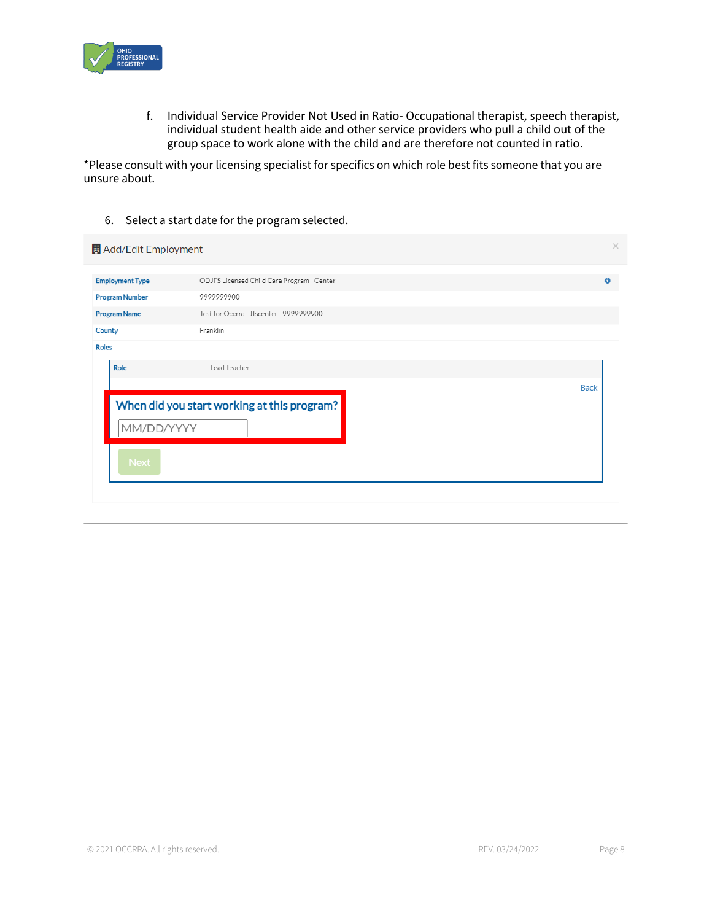f. Individual Service Provider Not Used in Ratio- Occupational therapist, speech therapist, individual student health aide and other service providers who pull a child out of the group space to work alone with the child and are therefore not counted in ratio.

*Please consult with your licensing specialist for specifics on which role best fits someone that you are unsure about.

6. Select a start date for the program selected.

Add/Edit Employment

| | |
|---|---|
| Employment Type | ODJFS Licensed Child Care Program - Center |
| Program Number | 9999999900 |
| Program Name | Test for Occrra - Jfscenter - 9999999900 |
| County | Franklin |
| Roles | |

| | |
|---|---|
| Role | Lead Teacher |

Back

When did you start working at this program?

MM/DD/YYYY

Next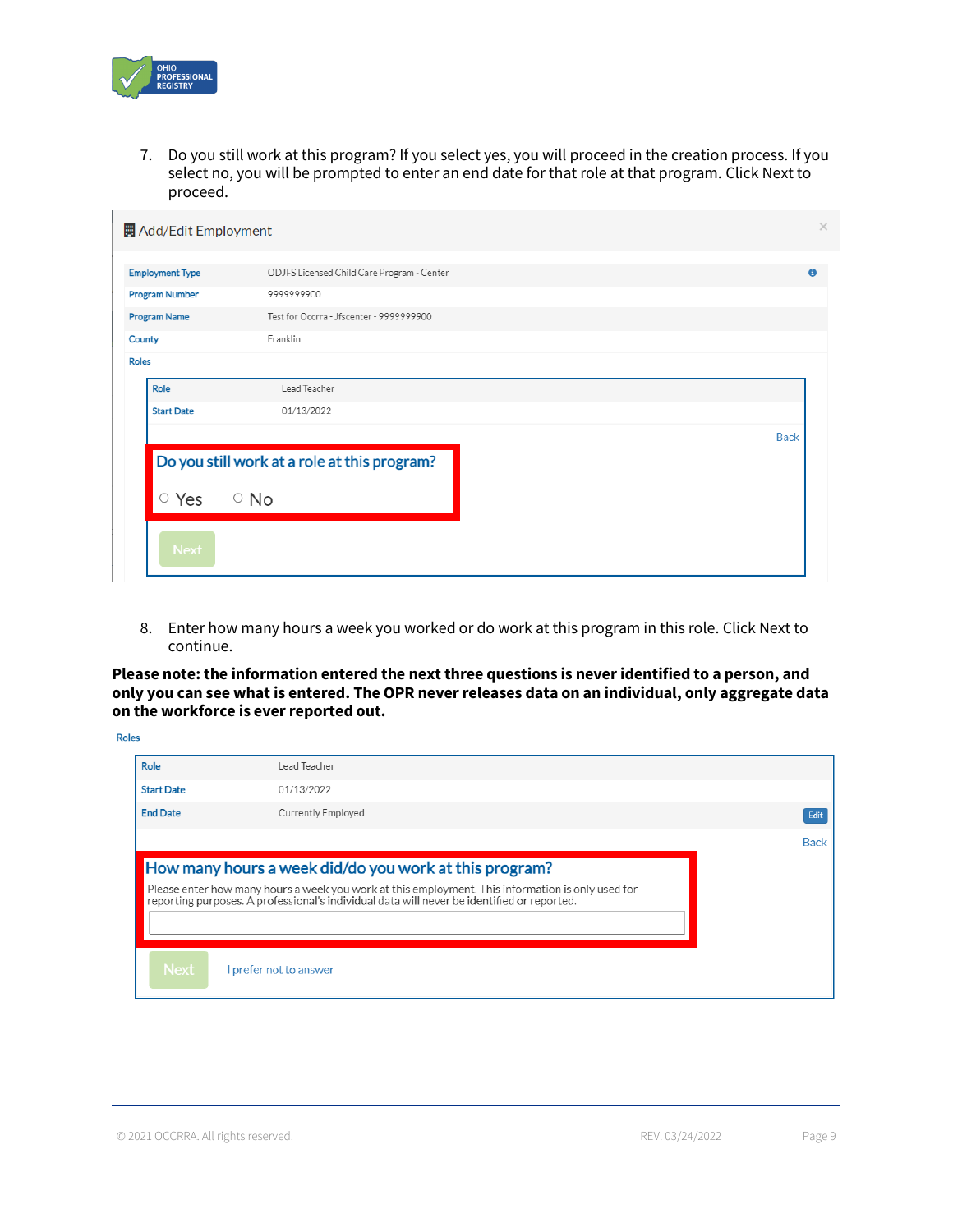7. Do you still work at this program? If you select yes, you will proceed in the creation process. If you select no, you will be prompted to enter an end date for that role at that program. Click Next to proceed.

Add/Edit Employment

| | |
|---|---|
| Employment Type | ODJFS Licensed Child Care Program - Center |
| Program Number | 9999999900 |
| Program Name | Test for Occrra - Jfscenter - 9999999900 |
| County | Franklin |
| Roles | |

| | |
|---|---|
| Role | Lead Teacher |
| Start Date | 01/13/2022 |

Back

Do you still work at a role at this program?

○ Yes ○ No

Next

8. Enter how many hours a week you worked or do work at this program in this role. Click Next to continue.

**Please note: the information entered the next three questions is never identified to a person, and only you can see what is entered. The OPR never releases data on an individual, only aggregate data on the workforce is ever reported out.**

Roles

| | |
|---|---|
| Role | Lead Teacher |
| Start Date | 01/13/2022 |
| End Date | Currently Employed |

Edit

Back

How many hours a week did/do you work at this program?

Please enter how many hours a week you work at this employment. This information is only used for reporting purposes. A professional's individual data will never be identified or reported.

Next    I prefer not to answer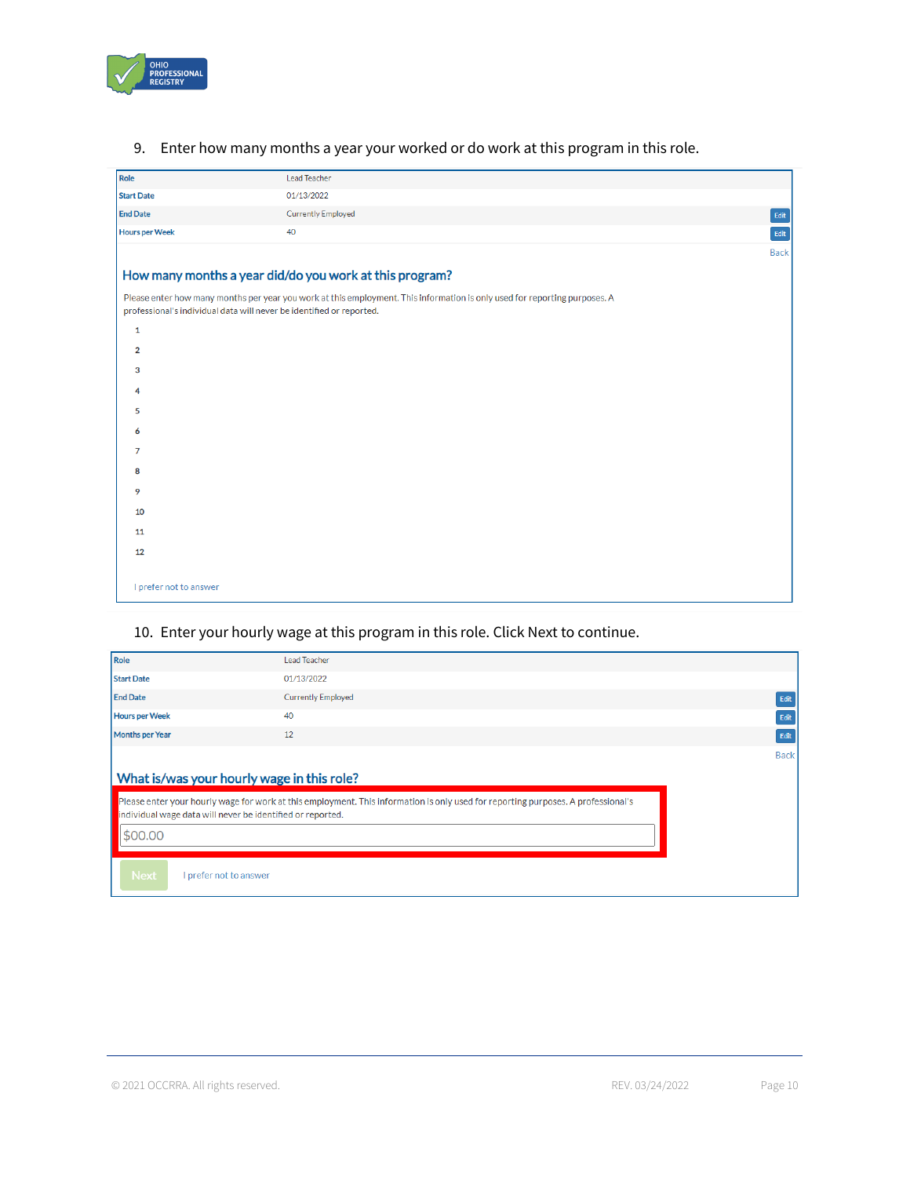9. Enter how many months a year your worked or do work at this program in this role.

| Role | Lead Teacher | |
|---|---|---|
| Start Date | 01/13/2022 | |
| End Date | Currently Employed | Edit |
| Hours per Week | 40 | Edit |

Back

### How many months a year did/do you work at this program?

Please enter how many months per year you work at this employment. This information is only used for reporting purposes. A professional's individual data will never be identified or reported.

1
2
3
4
5
6
7
8
9
10
11
12

I prefer not to answer

10. Enter your hourly wage at this program in this role. Click Next to continue.

| Role | Lead Teacher | |
|---|---|---|
| Start Date | 01/13/2022 | |
| End Date | Currently Employed | Edit |
| Hours per Week | 40 | Edit |
| Months per Year | 12 | Edit |

Back

### What is/was your hourly wage in this role?

Please enter your hourly wage for work at this employment. This information is only used for reporting purposes. A professional's individual wage data will never be identified or reported.

$00.00

Next    I prefer not to answer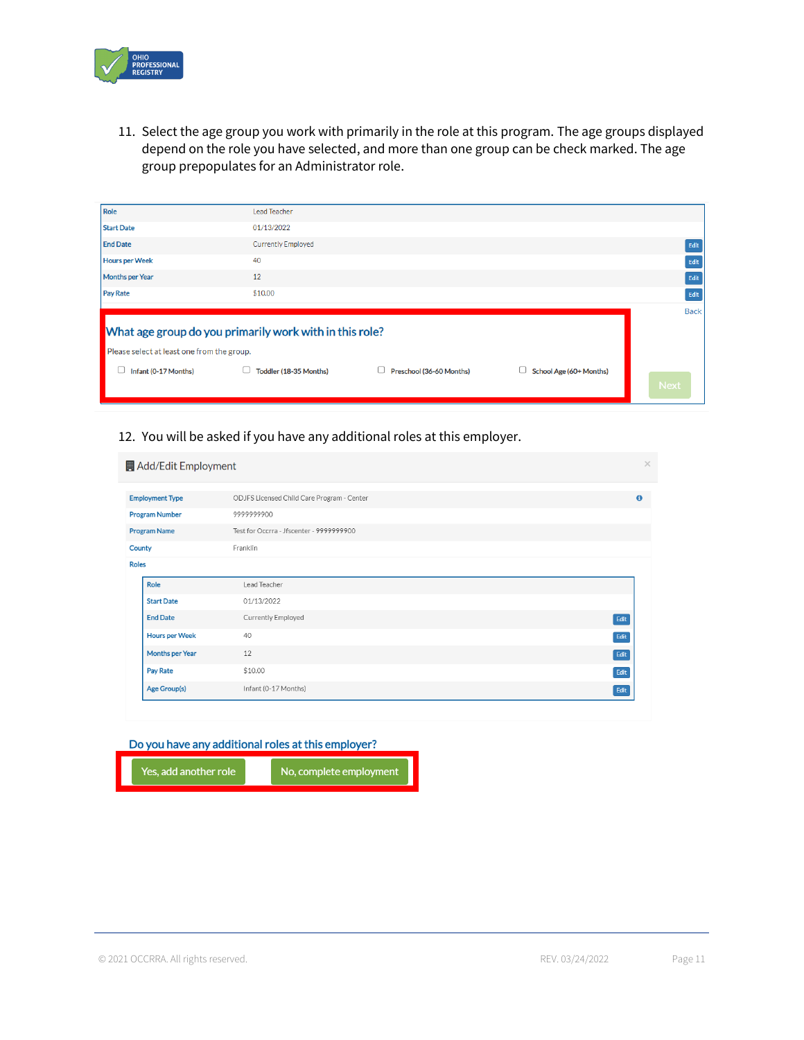11. Select the age group you work with primarily in the role at this program. The age groups displayed depend on the role you have selected, and more than one group can be check marked. The age group prepopulates for an Administrator role.

| Role | Lead Teacher | |
|---|---|---|
| Start Date | 01/13/2022 | |
| End Date | Currently Employed | Edit |
| Hours per Week | 40 | Edit |
| Months per Year | 12 | Edit |
| Pay Rate | $10.00 | Edit |

Back

**What age group do you primarily work with in this role?**

Please select at least one from the group.

- [ ] Infant (0-17 Months)
- [ ] Toddler (18-35 Months)
- [ ] Preschool (36-60 Months)
- [ ] School Age (60+ Months)

Next

12. You will be asked if you have any additional roles at this employer.

**Add/Edit Employment**

| Employment Type | ODJFS Licensed Child Care Program - Center |
|---|---|
| Program Number | 9999999900 |
| Program Name | Test for Occrra - Jfscenter - 9999999900 |
| County | Franklin |
| Roles | |

| Role | Lead Teacher | |
|---|---|---|
| Start Date | 01/13/2022 | |
| End Date | Currently Employed | Edit |
| Hours per Week | 40 | Edit |
| Months per Year | 12 | Edit |
| Pay Rate | $10.00 | Edit |
| Age Group(s) | Infant (0-17 Months) | Edit |

**Do you have any additional roles at this employer?**

Yes, add another role | No, complete employment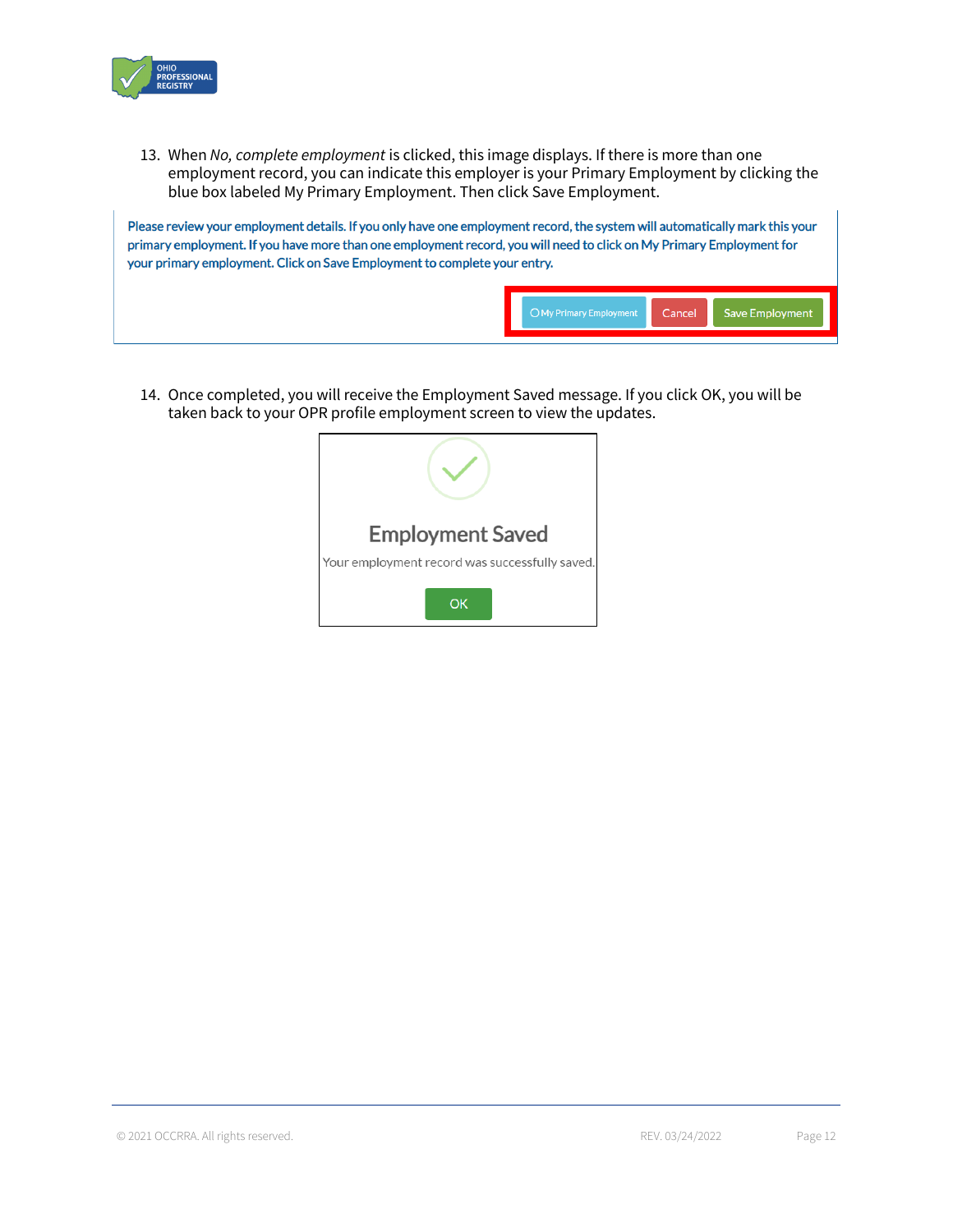13. When *No, complete employment* is clicked, this image displays. If there is more than one employment record, you can indicate this employer is your Primary Employment by clicking the blue box labeled My Primary Employment. Then click Save Employment.

Please review your employment details. If you only have one employment record, the system will automatically mark this your primary employment. If you have more than one employment record, you will need to click on My Primary Employment for your primary employment. Click on Save Employment to complete your entry.

My Primary Employment | Cancel | Save Employment

14. Once completed, you will receive the Employment Saved message. If you click OK, you will be taken back to your OPR profile employment screen to view the updates.

Employment Saved

Your employment record was successfully saved.

OK